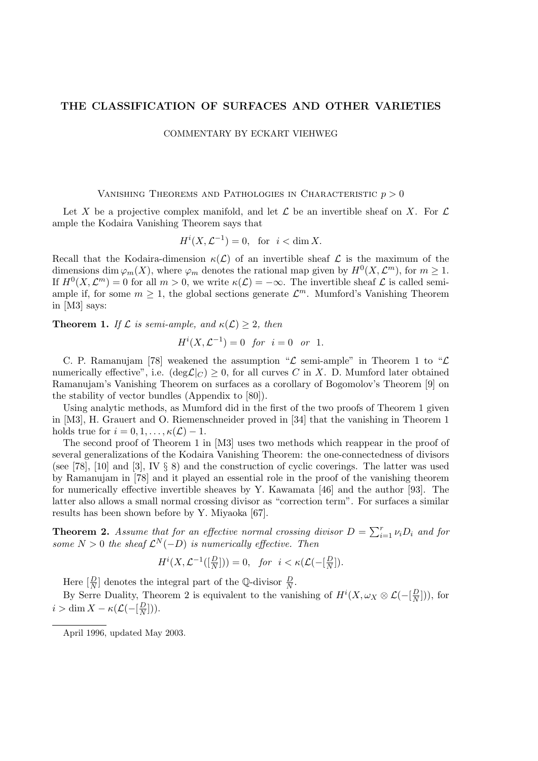# THE CLASSIFICATION OF SURFACES AND OTHER VARIETIES

COMMENTARY BY ECKART VIEHWEG

## Vanishing Theorems and Pathologies in Characteristic $p > 0$

Let $X$ be a projective complex manifold, and let $\mathcal{L}$ be an invertible sheaf on $X$. For $\mathcal{L}$ ample the Kodaira Vanishing Theorem says that

$$H^i(X, \mathcal{L}^{-1}) = 0, \quad \text{for} \quad i < \dim X.$$

Recall that the Kodaira-dimension $\kappa(\mathcal{L})$ of an invertible sheaf $\mathcal{L}$ is the maximum of the dimensions $\dim \varphi_m(X)$, where $\varphi_m$ denotes the rational map given by $H^0(X, \mathcal{L}^m)$, for $m \geq 1$. If $H^0(X, \mathcal{L}^m) = 0$ for all $m > 0$, we write $\kappa(\mathcal{L}) = -\infty$. The invertible sheaf $\mathcal{L}$ is called semi-ample if, for some $m \geq 1$, the global sections generate $\mathcal{L}^m$. Mumford's Vanishing Theorem in [M3] says:

**Theorem 1.** *If $\mathcal{L}$ is semi-ample, and $\kappa(\mathcal{L}) \geq 2$, then*

$$H^i(X, \mathcal{L}^{-1}) = 0 \quad \text{for} \quad i = 0 \quad \text{or} \quad 1.$$

C. P. Ramanujam [78] weakened the assumption "$\mathcal{L}$ semi-ample" in Theorem 1 to "$\mathcal{L}$ numerically effective", i.e. $(\deg \mathcal{L}|_C) \geq 0$, for all curves $C$ in $X$. D. Mumford later obtained Ramanujam's Vanishing Theorem on surfaces as a corollary of Bogomolov's Theorem [9] on the stability of vector bundles (Appendix to [80]).

Using analytic methods, as Mumford did in the first of the two proofs of Theorem 1 given in [M3], H. Grauert and O. Riemenschneider proved in [34] that the vanishing in Theorem 1 holds true for $i = 0, 1, \ldots, \kappa(\mathcal{L}) - 1$.

The second proof of Theorem 1 in [M3] uses two methods which reappear in the proof of several generalizations of the Kodaira Vanishing Theorem: the one-connectedness of divisors (see [78], [10] and [3], IV § 8) and the construction of cyclic coverings. The latter was used by Ramanujam in [78] and it played an essential role in the proof of the vanishing theorem for numerically effective invertible sheaves by Y. Kawamata [46] and the author [93]. The latter also allows a small normal crossing divisor as "correction term". For surfaces a similar results has been shown before by Y. Miyaoka [67].

**Theorem 2.** *Assume that for an effective normal crossing divisor $D = \sum_{i=1}^{r} \nu_i D_i$ and for some $N > 0$ the sheaf $\mathcal{L}^N(-D)$ is numerically effective. Then*

$$H^i(X, \mathcal{L}^{-1}([\tfrac{D}{N}])) = 0, \quad \text{for} \quad i < \kappa(\mathcal{L}(-[\tfrac{D}{N}])).$$

Here $[\frac{D}{N}]$ denotes the integral part of the $\mathbb{Q}$-divisor $\frac{D}{N}$.

By Serre Duality, Theorem 2 is equivalent to the vanishing of $H^i(X, \omega_X \otimes \mathcal{L}(-[\frac{D}{N}]))$, for $i > \dim X - \kappa(\mathcal{L}(-[\frac{D}{N}]))$.

---

April 1996, updated May 2003.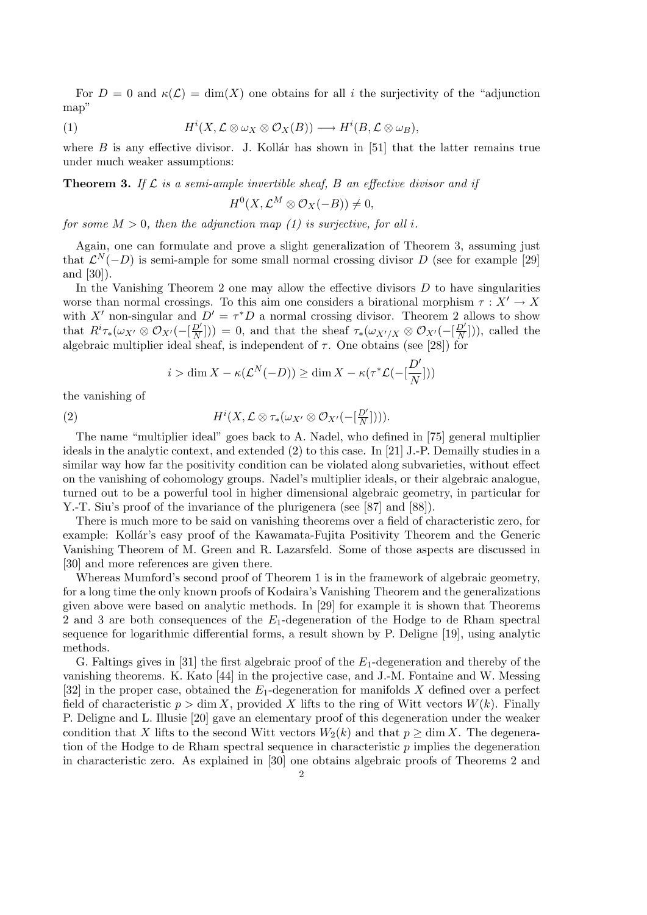For $D = 0$ and $\kappa(\mathcal{L}) = \dim(X)$ one obtains for all $i$ the surjectivity of the "adjunction map"

$$H^i(X, \mathcal{L} \otimes \omega_X \otimes \mathcal{O}_X(B)) \longrightarrow H^i(B, \mathcal{L} \otimes \omega_B), \tag{1}$$

where $B$ is any effective divisor. J. Kollár has shown in [51] that the latter remains true under much weaker assumptions:

**Theorem 3.** *If $\mathcal{L}$ is a semi-ample invertible sheaf, $B$ an effective divisor and if*

$$H^0(X, \mathcal{L}^M \otimes \mathcal{O}_X(-B)) \neq 0,$$

*for some $M > 0$, then the adjunction map (1) is surjective, for all $i$.*

Again, one can formulate and prove a slight generalization of Theorem 3, assuming just that $\mathcal{L}^N(-D)$ is semi-ample for some small normal crossing divisor $D$ (see for example [29] and [30]).

In the Vanishing Theorem 2 one may allow the effective divisors $D$ to have singularities worse than normal crossings. To this aim one considers a birational morphism $\tau : X' \to X$ with $X'$ non-singular and $D' = \tau^* D$ a normal crossing divisor. Theorem 2 allows to show that $R^i \tau_*(\omega_{X'} \otimes \mathcal{O}_{X'}(-[\frac{D'}{N}])) = 0$, and that the sheaf $\tau_*(\omega_{X'/X} \otimes \mathcal{O}_{X'}(-[\frac{D'}{N}]))$, called the algebraic multiplier ideal sheaf, is independent of $\tau$. One obtains (see [28]) for

$$i > \dim X - \kappa(\mathcal{L}^N(-D)) \geq \dim X - \kappa(\tau^* \mathcal{L}(-[\frac{D'}{N}]))$$

the vanishing of

$$H^i(X, \mathcal{L} \otimes \tau_*(\omega_{X'} \otimes \mathcal{O}_{X'}(-[\tfrac{D'}{N}]))). \tag{2}$$

The name "multiplier ideal" goes back to A. Nadel, who defined in [75] general multiplier ideals in the analytic context, and extended (2) to this case. In [21] J.-P. Demailly studies in a similar way how far the positivity condition can be violated along subvarieties, without effect on the vanishing of cohomology groups. Nadel's multiplier ideals, or their algebraic analogue, turned out to be a powerful tool in higher dimensional algebraic geometry, in particular for Y.-T. Siu's proof of the invariance of the plurigenera (see [87] and [88]).

There is much more to be said on vanishing theorems over a field of characteristic zero, for example: Kollár's easy proof of the Kawamata-Fujita Positivity Theorem and the Generic Vanishing Theorem of M. Green and R. Lazarsfeld. Some of those aspects are discussed in [30] and more references are given there.

Whereas Mumford's second proof of Theorem 1 is in the framework of algebraic geometry, for a long time the only known proofs of Kodaira's Vanishing Theorem and the generalizations given above were based on analytic methods. In [29] for example it is shown that Theorems 2 and 3 are both consequences of the $E_1$-degeneration of the Hodge to de Rham spectral sequence for logarithmic differential forms, a result shown by P. Deligne [19], using analytic methods.

G. Faltings gives in [31] the first algebraic proof of the $E_1$-degeneration and thereby of the vanishing theorems. K. Kato [44] in the projective case, and J.-M. Fontaine and W. Messing [32] in the proper case, obtained the $E_1$-degeneration for manifolds $X$ defined over a perfect field of characteristic $p > \dim X$, provided $X$ lifts to the ring of Witt vectors $W(k)$. Finally P. Deligne and L. Illusie [20] gave an elementary proof of this degeneration under the weaker condition that $X$ lifts to the second Witt vectors $W_2(k)$ and that $p \geq \dim X$. The degeneration of the Hodge to de Rham spectral sequence in characteristic $p$ implies the degeneration in characteristic zero. As explained in [30] one obtains algebraic proofs of Theorems 2 and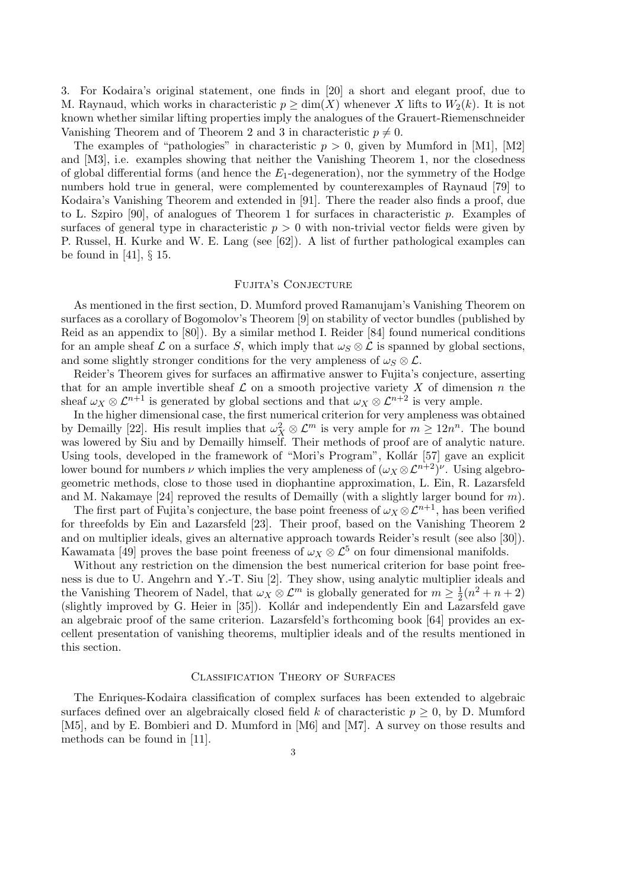3. For Kodaira's original statement, one finds in [20] a short and elegant proof, due to M. Raynaud, which works in characteristic $p \geq \dim(X)$ whenever $X$ lifts to $W_2(k)$. It is not known whether similar lifting properties imply the analogues of the Grauert-Riemenschneider Vanishing Theorem and of Theorem 2 and 3 in characteristic $p \neq 0$.

The examples of "pathologies" in characteristic $p > 0$, given by Mumford in [M1], [M2] and [M3], i.e. examples showing that neither the Vanishing Theorem 1, nor the closedness of global differential forms (and hence the $E_1$-degeneration), nor the symmetry of the Hodge numbers hold true in general, were complemented by counterexamples of Raynaud [79] to Kodaira's Vanishing Theorem and extended in [91]. There the reader also finds a proof, due to L. Szpiro [90], of analogues of Theorem 1 for surfaces in characteristic $p$. Examples of surfaces of general type in characteristic $p > 0$ with non-trivial vector fields were given by P. Russel, H. Kurke and W. E. Lang (see [62]). A list of further pathological examples can be found in [41], § 15.

## Fujita's Conjecture

As mentioned in the first section, D. Mumford proved Ramanujam's Vanishing Theorem on surfaces as a corollary of Bogomolov's Theorem [9] on stability of vector bundles (published by Reid as an appendix to [80]). By a similar method I. Reider [84] found numerical conditions for an ample sheaf $\mathcal{L}$ on a surface $S$, which imply that $\omega_S \otimes \mathcal{L}$ is spanned by global sections, and some slightly stronger conditions for the very ampleness of $\omega_S \otimes \mathcal{L}$.

Reider's Theorem gives for surfaces an affirmative answer to Fujita's conjecture, asserting that for an ample invertible sheaf $\mathcal{L}$ on a smooth projective variety $X$ of dimension $n$ the sheaf $\omega_X \otimes \mathcal{L}^{n+1}$ is generated by global sections and that $\omega_X \otimes \mathcal{L}^{n+2}$ is very ample.

In the higher dimensional case, the first numerical criterion for very ampleness was obtained by Demailly [22]. His result implies that $\omega_X^2 \otimes \mathcal{L}^m$ is very ample for $m \geq 12n^n$. The bound was lowered by Siu and by Demailly himself. Their methods of proof are of analytic nature. Using tools, developed in the framework of "Mori's Program", Kollár [57] gave an explicit lower bound for numbers $\nu$ which implies the very ampleness of $(\omega_X \otimes \mathcal{L}^{n+2})^\nu$. Using algebro-geometric methods, close to those used in diophantine approximation, L. Ein, R. Lazarsfeld and M. Nakamaye [24] reproved the results of Demailly (with a slightly larger bound for $m$).

The first part of Fujita's conjecture, the base point freeness of $\omega_X \otimes \mathcal{L}^{n+1}$, has been verified for threefolds by Ein and Lazarsfeld [23]. Their proof, based on the Vanishing Theorem 2 and on multiplier ideals, gives an alternative approach towards Reider's result (see also [30]). Kawamata [49] proves the base point freeness of $\omega_X \otimes \mathcal{L}^5$ on four dimensional manifolds.

Without any restriction on the dimension the best numerical criterion for base point freeness is due to U. Angehrn and Y.-T. Siu [2]. They show, using analytic multiplier ideals and the Vanishing Theorem of Nadel, that $\omega_X \otimes \mathcal{L}^m$ is globally generated for $m \geq \frac{1}{2}(n^2 + n + 2)$ (slightly improved by G. Heier in [35]). Kollár and independently Ein and Lazarsfeld gave an algebraic proof of the same criterion. Lazarsfeld's forthcoming book [64] provides an excellent presentation of vanishing theorems, multiplier ideals and of the results mentioned in this section.

## Classification Theory of Surfaces

The Enriques-Kodaira classification of complex surfaces has been extended to algebraic surfaces defined over an algebraically closed field $k$ of characteristic $p \geq 0$, by D. Mumford [M5], and by E. Bombieri and D. Mumford in [M6] and [M7]. A survey on those results and methods can be found in [11].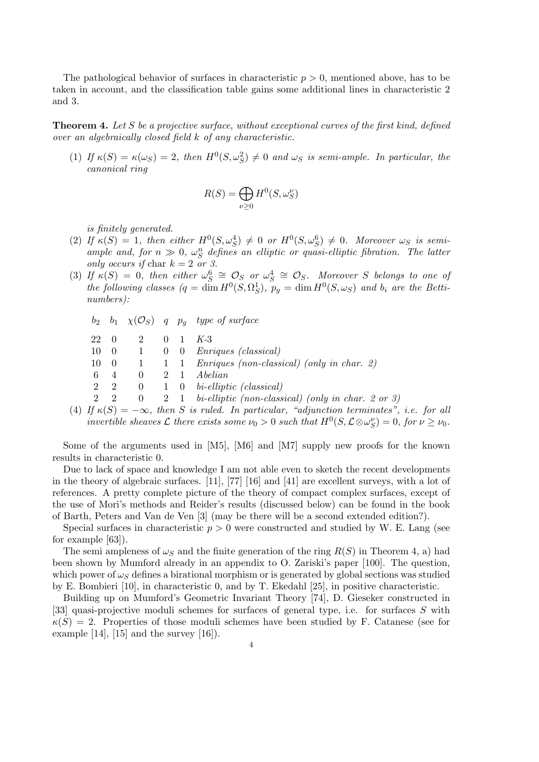The pathological behavior of surfaces in characteristic $p > 0$, mentioned above, has to be taken in account, and the classification table gains some additional lines in characteristic 2 and 3.

**Theorem 4.** *Let $S$ be a projective surface, without exceptional curves of the first kind, defined over an algebraically closed field $k$ of any characteristic.*

1. *If $\kappa(S) = \kappa(\omega_S) = 2$, then $H^0(S, \omega_S^2) \neq 0$ and $\omega_S$ is semi-ample. In particular, the canonical ring*
$$R(S) = \bigoplus_{\nu \geq 0} H^0(S, \omega_S^\nu)$$
*is finitely generated.*
2. *If $\kappa(S) = 1$, then either $H^0(S, \omega_S^4) \neq 0$ or $H^0(S, \omega_S^6) \neq 0$. Moreover $\omega_S$ is semi-ample and, for $n \gg 0$, $\omega_S^n$ defines an elliptic or quasi-elliptic fibration. The latter only occurs if* char $k = 2$ *or 3.*
3. *If $\kappa(S) = 0$, then either $\omega_S^6 \cong \mathcal{O}_S$ or $\omega_S^4 \cong \mathcal{O}_S$. Moreover $S$ belongs to one of the following classes ($q = \dim H^0(S, \Omega_S^1)$, $p_g = \dim H^0(S, \omega_S)$ and $b_i$ are the Betti-numbers):*

| $b_2$ | $b_1$ | $\chi(\mathcal{O}_S)$ | $q$ | $p_g$ | *type of surface* |
|---|---|---|---|---|---|
| 22 | 0 | 2 | 0 | 1 | *K-3* |
| 10 | 0 | 1 | 0 | 0 | *Enriques (classical)* |
| 10 | 0 | 1 | 1 | 1 | *Enriques (non-classical) (only in char. 2)* |
| 6 | 4 | 0 | 2 | 1 | *Abelian* |
| 2 | 2 | 0 | 1 | 0 | *bi-elliptic (classical)* |
| 2 | 2 | 0 | 2 | 1 | *bi-elliptic (non-classical) (only in char. 2 or 3)* |

4. *If $\kappa(S) = -\infty$, then $S$ is ruled. In particular, "adjunction terminates", i.e. for all invertible sheaves $\mathcal{L}$ there exists some $\nu_0 > 0$ such that $H^0(S, \mathcal{L} \otimes \omega_S^\nu) = 0$, for $\nu \geq \nu_0$.*

Some of the arguments used in [M5], [M6] and [M7] supply new proofs for the known results in characteristic 0.

Due to lack of space and knowledge I am not able even to sketch the recent developments in the theory of algebraic surfaces. [11], [77] [16] and [41] are excellent surveys, with a lot of references. A pretty complete picture of the theory of compact complex surfaces, except of the use of Mori's methods and Reider's results (discussed below) can be found in the book of Barth, Peters and Van de Ven [3] (may be there will be a second extended edition?).

Special surfaces in characteristic $p > 0$ were constructed and studied by W. E. Lang (see for example [63]).

The semi ampleness of $\omega_S$ and the finite generation of the ring $R(S)$ in Theorem 4, a) had been shown by Mumford already in an appendix to O. Zariski's paper [100]. The question, which power of $\omega_S$ defines a birational morphism or is generated by global sections was studied by E. Bombieri [10], in characteristic 0, and by T. Ekedahl [25], in positive characteristic.

Building up on Mumford's Geometric Invariant Theory [74], D. Gieseker constructed in [33] quasi-projective moduli schemes for surfaces of general type, i.e. for surfaces $S$ with $\kappa(S) = 2$. Properties of those moduli schemes have been studied by F. Catanese (see for example [14], [15] and the survey [16]).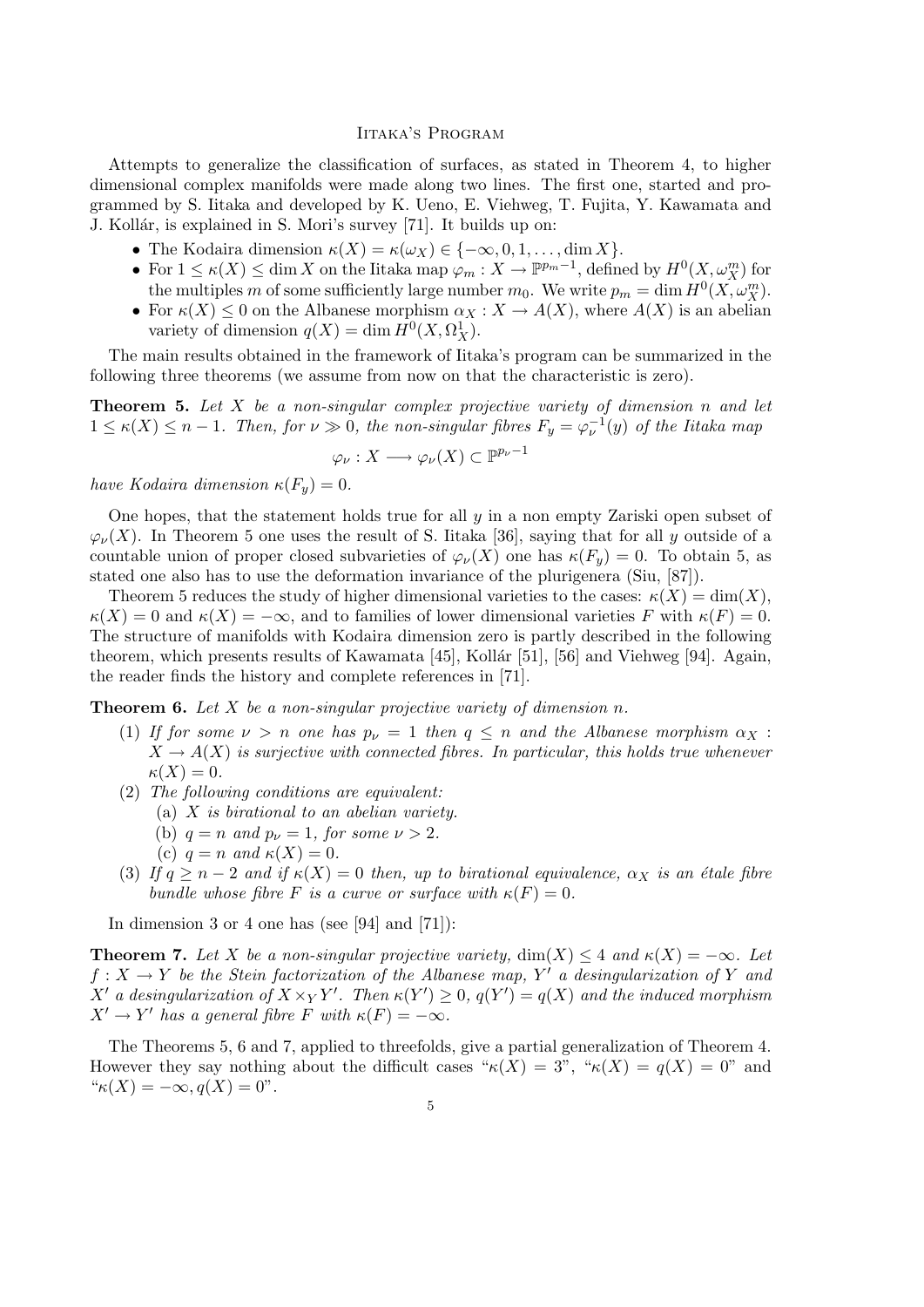## Iitaka's Program

Attempts to generalize the classification of surfaces, as stated in Theorem 4, to higher dimensional complex manifolds were made along two lines. The first one, started and programmed by S. Iitaka and developed by K. Ueno, E. Viehweg, T. Fujita, Y. Kawamata and J. Kollár, is explained in S. Mori's survey [71]. It builds up on:

- The Kodaira dimension $\kappa(X) = \kappa(\omega_X) \in \{-\infty, 0, 1, \ldots, \dim X\}$.
- For $1 \leq \kappa(X) \leq \dim X$ on the Iitaka map $\varphi_m : X \to \mathbb{P}^{p_m - 1}$, defined by $H^0(X, \omega_X^m)$ for the multiples $m$ of some sufficiently large number $m_0$. We write $p_m = \dim H^0(X, \omega_X^m)$.
- For $\kappa(X) \leq 0$ on the Albanese morphism $\alpha_X : X \to A(X)$, where $A(X)$ is an abelian variety of dimension $q(X) = \dim H^0(X, \Omega_X^1)$.

The main results obtained in the framework of Iitaka's program can be summarized in the following three theorems (we assume from now on that the characteristic is zero).

**Theorem 5.** *Let $X$ be a non-singular complex projective variety of dimension $n$ and let $1 \leq \kappa(X) \leq n-1$. Then, for $\nu \gg 0$, the non-singular fibres $F_y = \varphi_\nu^{-1}(y)$ of the Iitaka map*

$$\varphi_\nu : X \longrightarrow \varphi_\nu(X) \subset \mathbb{P}^{p_\nu - 1}$$

*have Kodaira dimension $\kappa(F_y) = 0$.*

One hopes, that the statement holds true for all $y$ in a non empty Zariski open subset of $\varphi_\nu(X)$. In Theorem 5 one uses the result of S. Iitaka [36], saying that for all $y$ outside of a countable union of proper closed subvarieties of $\varphi_\nu(X)$ one has $\kappa(F_y) = 0$. To obtain 5, as stated one also has to use the deformation invariance of the plurigenera (Siu, [87]).

Theorem 5 reduces the study of higher dimensional varieties to the cases: $\kappa(X) = \dim(X)$, $\kappa(X) = 0$ and $\kappa(X) = -\infty$, and to families of lower dimensional varieties $F$ with $\kappa(F) = 0$. The structure of manifolds with Kodaira dimension zero is partly described in the following theorem, which presents results of Kawamata [45], Kollár [51], [56] and Viehweg [94]. Again, the reader finds the history and complete references in [71].

**Theorem 6.** *Let $X$ be a non-singular projective variety of dimension $n$.*

1. *If for some $\nu > n$ one has $p_\nu = 1$ then $q \leq n$ and the Albanese morphism $\alpha_X : X \to A(X)$ is surjective with connected fibres. In particular, this holds true whenever $\kappa(X) = 0$.*
2. *The following conditions are equivalent:*
   - (a) *$X$ is birational to an abelian variety.*
   - (b) *$q = n$ and $p_\nu = 1$, for some $\nu > 2$.*
   - (c) *$q = n$ and $\kappa(X) = 0$.*
3. *If $q \geq n - 2$ and if $\kappa(X) = 0$ then, up to birational equivalence, $\alpha_X$ is an étale fibre bundle whose fibre $F$ is a curve or surface with $\kappa(F) = 0$.*

In dimension 3 or 4 one has (see [94] and [71]):

**Theorem 7.** *Let $X$ be a non-singular projective variety, $\dim(X) \leq 4$ and $\kappa(X) = -\infty$. Let $f : X \to Y$ be the Stein factorization of the Albanese map, $Y'$ a desingularization of $Y$ and $X'$ a desingularization of $X \times_Y Y'$. Then $\kappa(Y') \geq 0$, $q(Y') = q(X)$ and the induced morphism $X' \to Y'$ has a general fibre $F$ with $\kappa(F) = -\infty$.*

The Theorems 5, 6 and 7, applied to threefolds, give a partial generalization of Theorem 4. However they say nothing about the difficult cases "$\kappa(X) = 3$", "$\kappa(X) = q(X) = 0$" and "$\kappa(X) = -\infty, q(X) = 0$".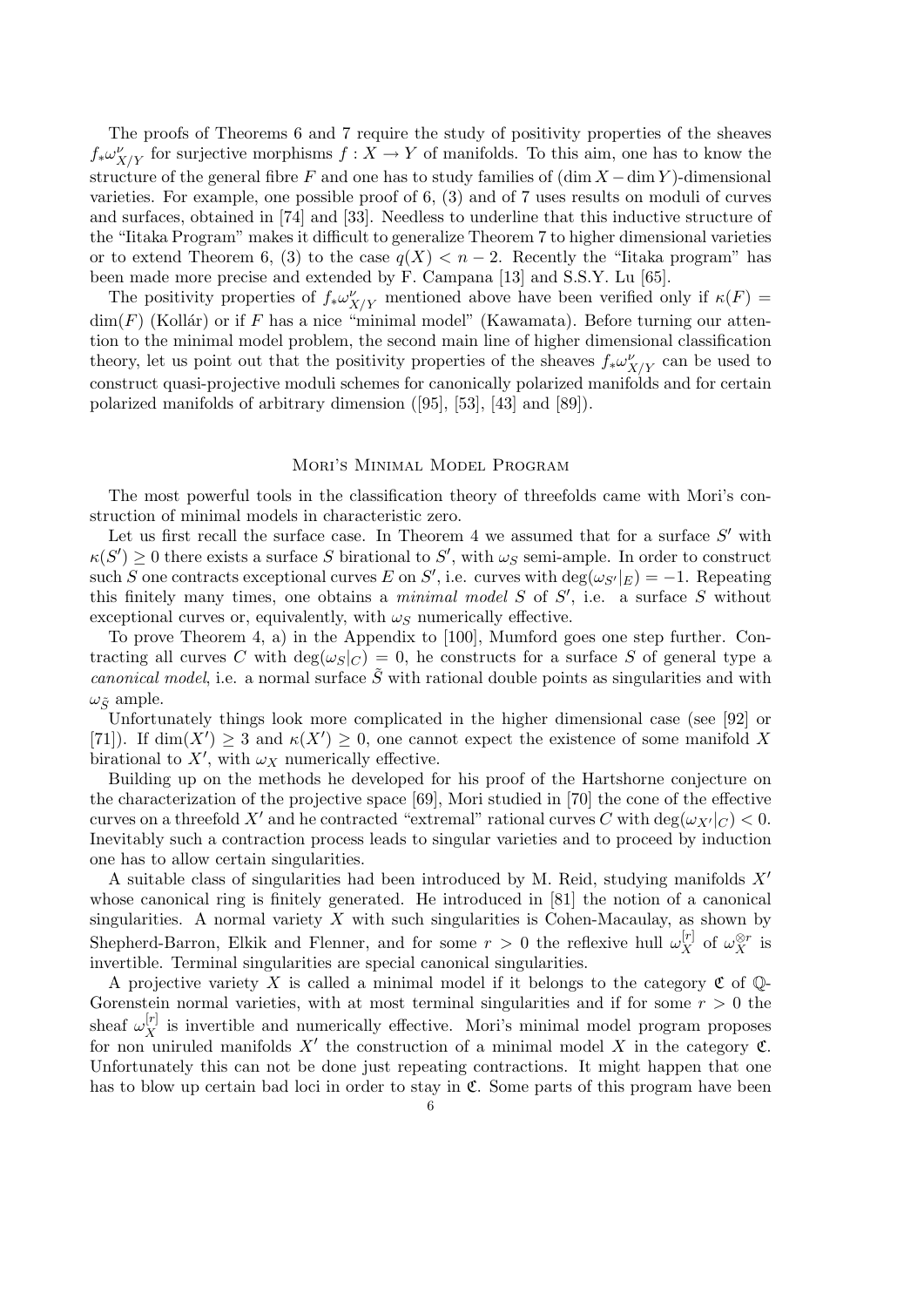The proofs of Theorems 6 and 7 require the study of positivity properties of the sheaves $f_*\omega^\nu_{X/Y}$ for surjective morphisms $f : X \to Y$ of manifolds. To this aim, one has to know the structure of the general fibre $F$ and one has to study families of $(\dim X - \dim Y)$-dimensional varieties. For example, one possible proof of 6, (3) and of 7 uses results on moduli of curves and surfaces, obtained in [74] and [33]. Needless to underline that this inductive structure of the "Iitaka Program" makes it difficult to generalize Theorem 7 to higher dimensional varieties or to extend Theorem 6, (3) to the case $q(X) < n - 2$. Recently the "Iitaka program" has been made more precise and extended by F. Campana [13] and S.S.Y. Lu [65].

The positivity properties of $f_*\omega^\nu_{X/Y}$ mentioned above have been verified only if $\kappa(F) = \dim(F)$ (Kollár) or if $F$ has a nice "minimal model" (Kawamata). Before turning our attention to the minimal model problem, the second main line of higher dimensional classification theory, let us point out that the positivity properties of the sheaves $f_*\omega^\nu_{X/Y}$ can be used to construct quasi-projective moduli schemes for canonically polarized manifolds and for certain polarized manifolds of arbitrary dimension ([95], [53], [43] and [89]).

## Mori's Minimal Model Program

The most powerful tools in the classification theory of threefolds came with Mori's construction of minimal models in characteristic zero.

Let us first recall the surface case. In Theorem 4 we assumed that for a surface $S'$ with $\kappa(S') \geq 0$ there exists a surface $S$ birational to $S'$, with $\omega_S$ semi-ample. In order to construct such $S$ one contracts exceptional curves $E$ on $S'$, i.e. curves with $\deg(\omega_{S'}|_E) = -1$. Repeating this finitely many times, one obtains a *minimal model* $S$ of $S'$, i.e. a surface $S$ without exceptional curves or, equivalently, with $\omega_S$ numerically effective.

To prove Theorem 4, a) in the Appendix to [100], Mumford goes one step further. Contracting all curves $C$ with $\deg(\omega_S|_C) = 0$, he constructs for a surface $S$ of general type a *canonical model*, i.e. a normal surface $\tilde{S}$ with rational double points as singularities and with $\omega_{\tilde{S}}$ ample.

Unfortunately things look more complicated in the higher dimensional case (see [92] or [71]). If $\dim(X') \geq 3$ and $\kappa(X') \geq 0$, one cannot expect the existence of some manifold $X$ birational to $X'$, with $\omega_X$ numerically effective.

Building up on the methods he developed for his proof of the Hartshorne conjecture on the characterization of the projective space [69], Mori studied in [70] the cone of the effective curves on a threefold $X'$ and he contracted "extremal" rational curves $C$ with $\deg(\omega_{X'}|_C) < 0$. Inevitably such a contraction process leads to singular varieties and to proceed by induction one has to allow certain singularities.

A suitable class of singularities had been introduced by M. Reid, studying manifolds $X'$ whose canonical ring is finitely generated. He introduced in [81] the notion of a canonical singularities. A normal variety $X$ with such singularities is Cohen-Macaulay, as shown by Shepherd-Barron, Elkik and Flenner, and for some $r > 0$ the reflexive hull $\omega_X^{[r]}$ of $\omega_X^{\otimes r}$ is invertible. Terminal singularities are special canonical singularities.

A projective variety $X$ is called a minimal model if it belongs to the category $\mathfrak{C}$ of $\mathbb{Q}$-Gorenstein normal varieties, with at most terminal singularities and if for some $r > 0$ the sheaf $\omega_X^{[r]}$ is invertible and numerically effective. Mori's minimal model program proposes for non uniruled manifolds $X'$ the construction of a minimal model $X$ in the category $\mathfrak{C}$. Unfortunately this can not be done just repeating contractions. It might happen that one has to blow up certain bad loci in order to stay in $\mathfrak{C}$. Some parts of this program have been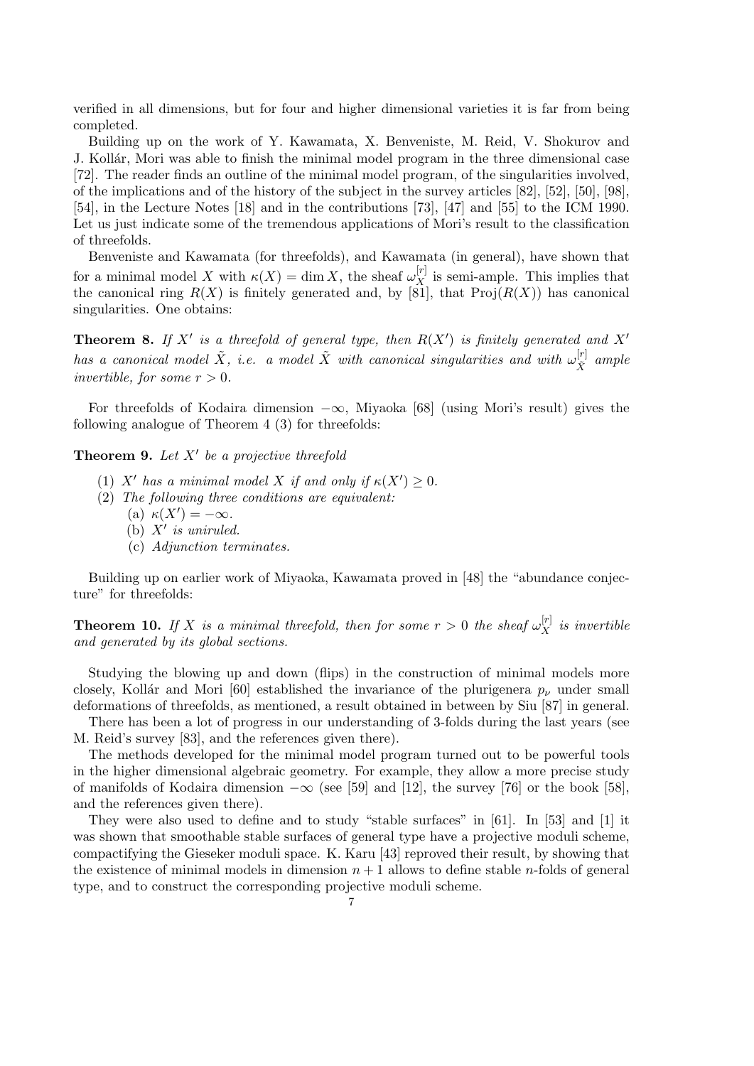verified in all dimensions, but for four and higher dimensional varieties it is far from being completed.

Building up on the work of Y. Kawamata, X. Benveniste, M. Reid, V. Shokurov and J. Kollár, Mori was able to finish the minimal model program in the three dimensional case [72]. The reader finds an outline of the minimal model program, of the singularities involved, of the implications and of the history of the subject in the survey articles [82], [52], [50], [98], [54], in the Lecture Notes [18] and in the contributions [73], [47] and [55] to the ICM 1990. Let us just indicate some of the tremendous applications of Mori's result to the classification of threefolds.

Benveniste and Kawamata (for threefolds), and Kawamata (in general), have shown that for a minimal model $X$ with $\kappa(X) = \dim X$, the sheaf $\omega_X^{[r]}$ is semi-ample. This implies that the canonical ring $R(X)$ is finitely generated and, by [81], that $\mathrm{Proj}(R(X))$ has canonical singularities. One obtains:

**Theorem 8.** *If $X'$ is a threefold of general type, then $R(X')$ is finitely generated and $X'$ has a canonical model $\tilde{X}$, i.e. a model $\tilde{X}$ with canonical singularities and with $\omega_{\tilde{X}}^{[r]}$ ample invertible, for some $r > 0$.*

For threefolds of Kodaira dimension $-\infty$, Miyaoka [68] (using Mori's result) gives the following analogue of Theorem 4 (3) for threefolds:

**Theorem 9.** *Let $X'$ be a projective threefold*

1. *$X'$ has a minimal model $X$ if and only if $\kappa(X') \geq 0$.*
2. *The following three conditions are equivalent:*
   - (a) *$\kappa(X') = -\infty$.*
   - (b) *$X'$ is uniruled.*
   - (c) *Adjunction terminates.*

Building up on earlier work of Miyaoka, Kawamata proved in [48] the "abundance conjecture" for threefolds:

**Theorem 10.** *If $X$ is a minimal threefold, then for some $r > 0$ the sheaf $\omega_X^{[r]}$ is invertible and generated by its global sections.*

Studying the blowing up and down (flips) in the construction of minimal models more closely, Kollár and Mori [60] established the invariance of the plurigenera $p_\nu$ under small deformations of threefolds, as mentioned, a result obtained in between by Siu [87] in general.

There has been a lot of progress in our understanding of 3-folds during the last years (see M. Reid's survey [83], and the references given there).

The methods developed for the minimal model program turned out to be powerful tools in the higher dimensional algebraic geometry. For example, they allow a more precise study of manifolds of Kodaira dimension $-\infty$ (see [59] and [12], the survey [76] or the book [58], and the references given there).

They were also used to define and to study "stable surfaces" in [61]. In [53] and [1] it was shown that smoothable stable surfaces of general type have a projective moduli scheme, compactifying the Gieseker moduli space. K. Karu [43] reproved their result, by showing that the existence of minimal models in dimension $n + 1$ allows to define stable $n$-folds of general type, and to construct the corresponding projective moduli scheme.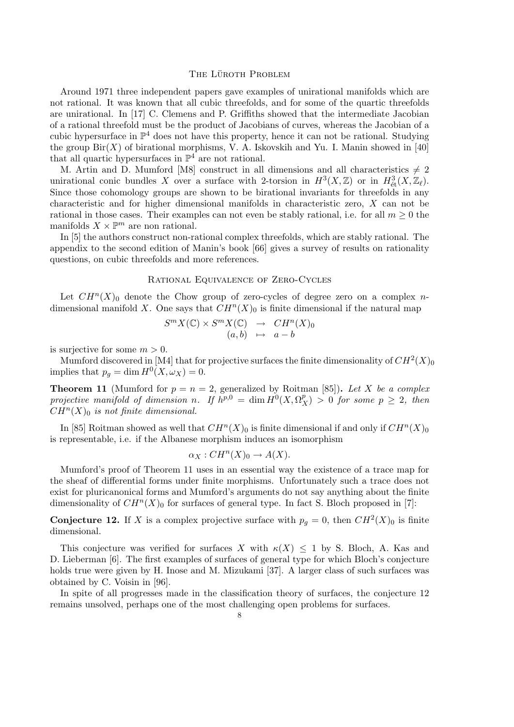## The Lüroth Problem

Around 1971 three independent papers gave examples of unirational manifolds which are not rational. It was known that all cubic threefolds, and for some of the quartic threefolds are unirational. In [17] C. Clemens and P. Griffiths showed that the intermediate Jacobian of a rational threefold must be the product of Jacobians of curves, whereas the Jacobian of a cubic hypersurface in $\mathbb{P}^4$ does not have this property, hence it can not be rational. Studying the group $\mathrm{Bir}(X)$ of birational morphisms, V. A. Iskovskih and Yu. I. Manin showed in [40] that all quartic hypersurfaces in $\mathbb{P}^4$ are not rational.

M. Artin and D. Mumford [M8] construct in all dimensions and all characteristics $\neq 2$ unirational conic bundles $X$ over a surface with 2-torsion in $H^3(X, \mathbb{Z})$ or in $H^3_{\text{ét}}(X, \mathbb{Z}_\ell)$. Since those cohomology groups are shown to be birational invariants for threefolds in any characteristic and for higher dimensional manifolds in characteristic zero, $X$ can not be rational in those cases. Their examples can not even be stably rational, i.e. for all $m \geq 0$ the manifolds $X \times \mathbb{P}^m$ are non rational.

In [5] the authors construct non-rational complex threefolds, which are stably rational. The appendix to the second edition of Manin's book [66] gives a survey of results on rationality questions, on cubic threefolds and more references.

## Rational Equivalence of Zero-Cycles

Let $CH^n(X)_0$ denote the Chow group of zero-cycles of degree zero on a complex $n$-dimensional manifold $X$. One says that $CH^n(X)_0$ is finite dimensional if the natural map

$$\begin{array}{ccc} S^m X(\mathbb{C}) \times S^m X(\mathbb{C}) & \to & CH^n(X)_0 \\ (a, b) & \mapsto & a - b \end{array}$$

is surjective for some $m > 0$.

Mumford discovered in [M4] that for projective surfaces the finite dimensionality of $CH^2(X)_0$ implies that $p_g = \dim H^0(X, \omega_X) = 0$.

**Theorem 11** (Mumford for $p = n = 2$, generalized by Roitman [85])**.** *Let $X$ be a complex projective manifold of dimension $n$. If $h^{p,0} = \dim H^0(X, \Omega^p_X) > 0$ for some $p \geq 2$, then $CH^n(X)_0$ is not finite dimensional.*

In [85] Roitman showed as well that $CH^n(X)_0$ is finite dimensional if and only if $CH^n(X)_0$ is representable, i.e. if the Albanese morphism induces an isomorphism

$$\alpha_X : CH^n(X)_0 \to A(X).$$

Mumford's proof of Theorem 11 uses in an essential way the existence of a trace map for the sheaf of differential forms under finite morphisms. Unfortunately such a trace does not exist for pluricanonical forms and Mumford's arguments do not say anything about the finite dimensionality of $CH^n(X)_0$ for surfaces of general type. In fact S. Bloch proposed in [7]:

**Conjecture 12.** If $X$ is a complex projective surface with $p_g = 0$, then $CH^2(X)_0$ is finite dimensional.

This conjecture was verified for surfaces $X$ with $\kappa(X) \leq 1$ by S. Bloch, A. Kas and D. Lieberman [6]. The first examples of surfaces of general type for which Bloch's conjecture holds true were given by H. Inose and M. Mizukami [37]. A larger class of such surfaces was obtained by C. Voisin in [96].

In spite of all progresses made in the classification theory of surfaces, the conjecture 12 remains unsolved, perhaps one of the most challenging open problems for surfaces.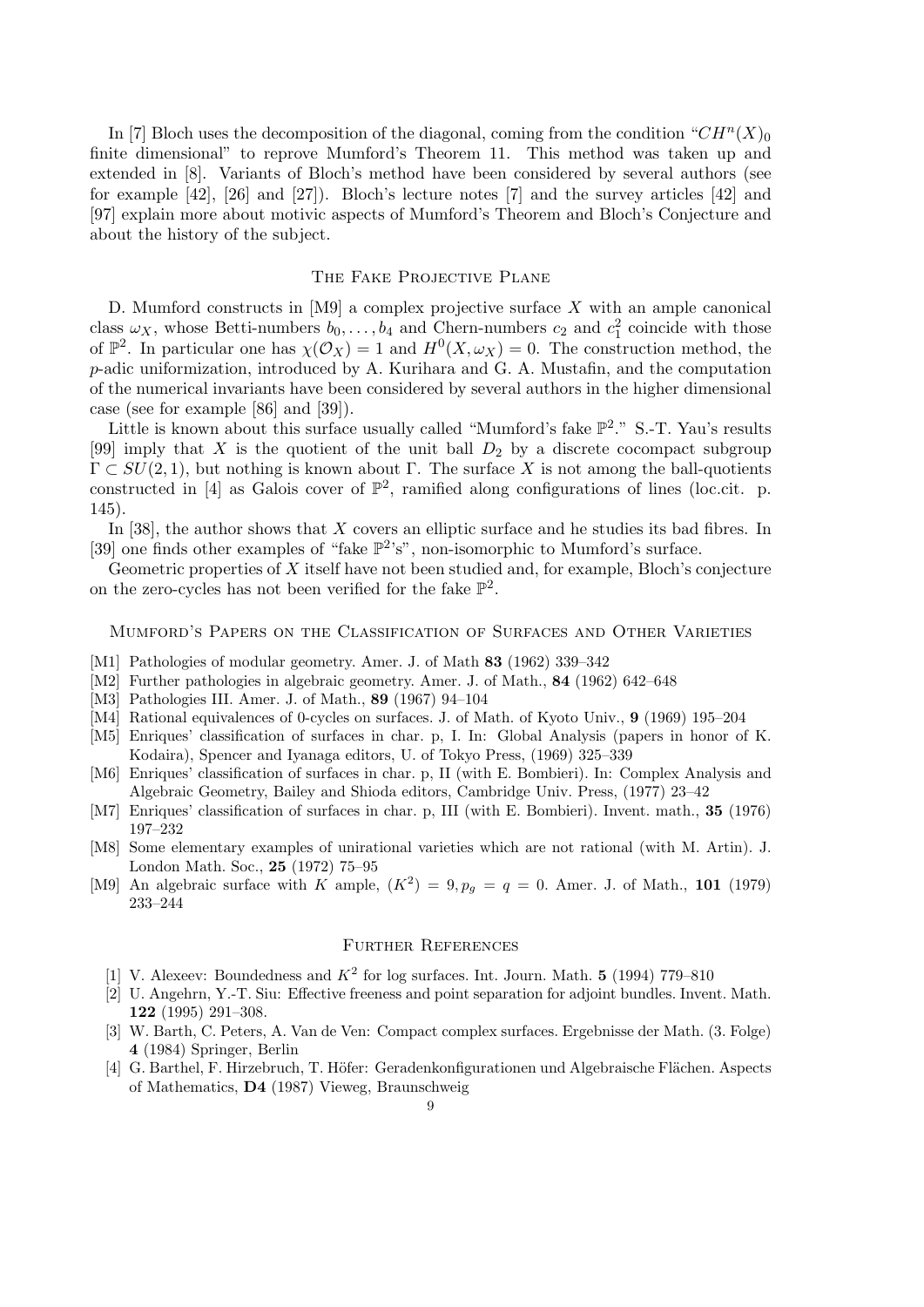In [7] Bloch uses the decomposition of the diagonal, coming from the condition "$CH^n(X)_0$ finite dimensional" to reprove Mumford's Theorem 11. This method was taken up and extended in [8]. Variants of Bloch's method have been considered by several authors (see for example [42], [26] and [27]). Bloch's lecture notes [7] and the survey articles [42] and [97] explain more about motivic aspects of Mumford's Theorem and Bloch's Conjecture and about the history of the subject.

## The Fake Projective Plane

D. Mumford constructs in [M9] a complex projective surface $X$ with an ample canonical class $\omega_X$, whose Betti-numbers $b_0, \ldots, b_4$ and Chern-numbers $c_2$ and $c_1^2$ coincide with those of $\mathbb{P}^2$. In particular one has $\chi(\mathcal{O}_X) = 1$ and $H^0(X, \omega_X) = 0$. The construction method, the $p$-adic uniformization, introduced by A. Kurihara and G. A. Mustafin, and the computation of the numerical invariants have been considered by several authors in the higher dimensional case (see for example [86] and [39]).

Little is known about this surface usually called "Mumford's fake $\mathbb{P}^2$." S.-T. Yau's results [99] imply that $X$ is the quotient of the unit ball $D_2$ by a discrete cocompact subgroup $\Gamma \subset SU(2,1)$, but nothing is known about $\Gamma$. The surface $X$ is not among the ball-quotients constructed in [4] as Galois cover of $\mathbb{P}^2$, ramified along configurations of lines (loc.cit. p. 145).

In [38], the author shows that $X$ covers an elliptic surface and he studies its bad fibres. In [39] one finds other examples of "fake $\mathbb{P}^2$'s", non-isomorphic to Mumford's surface.

Geometric properties of $X$ itself have not been studied and, for example, Bloch's conjecture on the zero-cycles has not been verified for the fake $\mathbb{P}^2$.

## Mumford's Papers on the Classification of Surfaces and Other Varieties

- [M1] Pathologies of modular geometry. Amer. J. of Math **83** (1962) 339–342
- [M2] Further pathologies in algebraic geometry. Amer. J. of Math., **84** (1962) 642–648
- [M3] Pathologies III. Amer. J. of Math., **89** (1967) 94–104
- [M4] Rational equivalences of 0-cycles on surfaces. J. of Math. of Kyoto Univ., **9** (1969) 195–204
- [M5] Enriques' classification of surfaces in char. p, I. In: Global Analysis (papers in honor of K. Kodaira), Spencer and Iyanaga editors, U. of Tokyo Press, (1969) 325–339
- [M6] Enriques' classification of surfaces in char. p, II (with E. Bombieri). In: Complex Analysis and Algebraic Geometry, Bailey and Shioda editors, Cambridge Univ. Press, (1977) 23–42
- [M7] Enriques' classification of surfaces in char. p, III (with E. Bombieri). Invent. math., **35** (1976) 197–232
- [M8] Some elementary examples of unirational varieties which are not rational (with M. Artin). J. London Math. Soc., **25** (1972) 75–95
- [M9] An algebraic surface with $K$ ample, $(K^2) = 9, p_g = q = 0$. Amer. J. of Math., **101** (1979) 233–244

## Further References

- [1] V. Alexeev: Boundedness and $K^2$ for log surfaces. Int. Journ. Math. **5** (1994) 779–810
- [2] U. Angehrn, Y.-T. Siu: Effective freeness and point separation for adjoint bundles. Invent. Math. **122** (1995) 291–308.
- [3] W. Barth, C. Peters, A. Van de Ven: Compact complex surfaces. Ergebnisse der Math. (3. Folge) **4** (1984) Springer, Berlin
- [4] G. Barthel, F. Hirzebruch, T. Höfer: Geradenkonfigurationen und Algebraische Flächen. Aspects of Mathematics, **D4** (1987) Vieweg, Braunschweig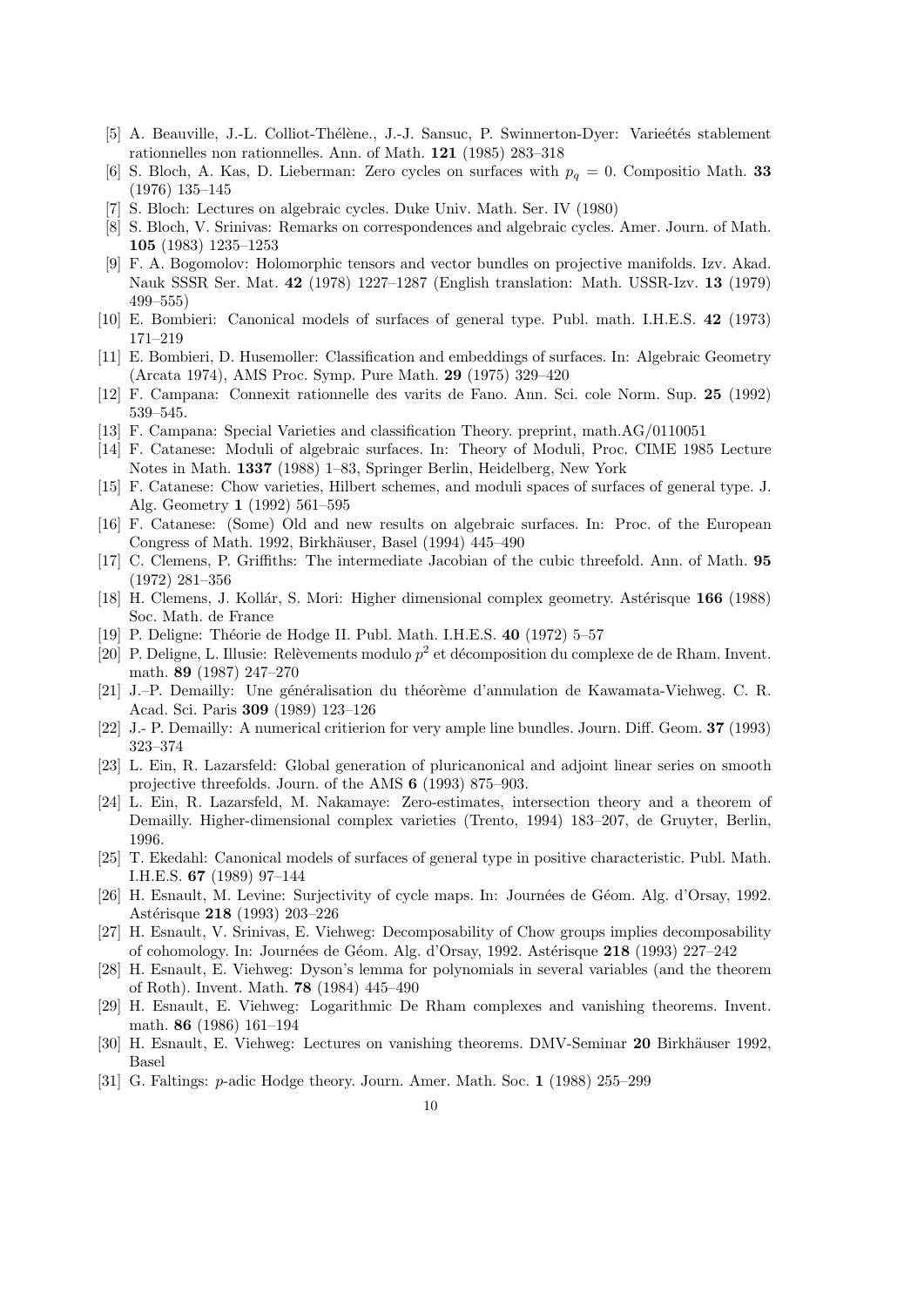[5] A. Beauville, J.-L. Colliot-Thélène., J.-J. Sansuc, P. Swinnerton-Dyer: Varieétés stablement rationnelles non rationnelles. Ann. of Math. **121** (1985) 283–318

[6] S. Bloch, A. Kas, D. Lieberman: Zero cycles on surfaces with $p_q = 0$. Compositio Math. **33** (1976) 135–145

[7] S. Bloch: Lectures on algebraic cycles. Duke Univ. Math. Ser. IV (1980)

[8] S. Bloch, V. Srinivas: Remarks on correspondences and algebraic cycles. Amer. Journ. of Math. **105** (1983) 1235–1253

[9] F. A. Bogomolov: Holomorphic tensors and vector bundles on projective manifolds. Izv. Akad. Nauk SSSR Ser. Mat. **42** (1978) 1227–1287 (English translation: Math. USSR-Izv. **13** (1979) 499–555)

[10] E. Bombieri: Canonical models of surfaces of general type. Publ. math. I.H.E.S. **42** (1973) 171–219

[11] E. Bombieri, D. Husemoller: Classification and embeddings of surfaces. In: Algebraic Geometry (Arcata 1974), AMS Proc. Symp. Pure Math. **29** (1975) 329–420

[12] F. Campana: Connexit rationnelle des varits de Fano. Ann. Sci. cole Norm. Sup. **25** (1992) 539–545.

[13] F. Campana: Special Varieties and classification Theory. preprint, math.AG/0110051

[14] F. Catanese: Moduli of algebraic surfaces. In: Theory of Moduli, Proc. CIME 1985 Lecture Notes in Math. **1337** (1988) 1–83, Springer Berlin, Heidelberg, New York

[15] F. Catanese: Chow varieties, Hilbert schemes, and moduli spaces of surfaces of general type. J. Alg. Geometry **1** (1992) 561–595

[16] F. Catanese: (Some) Old and new results on algebraic surfaces. In: Proc. of the European Congress of Math. 1992, Birkhäuser, Basel (1994) 445–490

[17] C. Clemens, P. Griffiths: The intermediate Jacobian of the cubic threefold. Ann. of Math. **95** (1972) 281–356

[18] H. Clemens, J. Kollár, S. Mori: Higher dimensional complex geometry. Astérisque **166** (1988) Soc. Math. de France

[19] P. Deligne: Théorie de Hodge II. Publ. Math. I.H.E.S. **40** (1972) 5–57

[20] P. Deligne, L. Illusie: Relèvements modulo $p^2$ et décomposition du complexe de de Rham. Invent. math. **89** (1987) 247–270

[21] J.–P. Demailly: Une généralisation du théorème d'annulation de Kawamata-Viehweg. C. R. Acad. Sci. Paris **309** (1989) 123–126

[22] J.- P. Demailly: A numerical critierion for very ample line bundles. Journ. Diff. Geom. **37** (1993) 323–374

[23] L. Ein, R. Lazarsfeld: Global generation of pluricanonical and adjoint linear series on smooth projective threefolds. Journ. of the AMS **6** (1993) 875–903.

[24] L. Ein, R. Lazarsfeld, M. Nakamaye: Zero-estimates, intersection theory and a theorem of Demailly. Higher-dimensional complex varieties (Trento, 1994) 183–207, de Gruyter, Berlin, 1996.

[25] T. Ekedahl: Canonical models of surfaces of general type in positive characteristic. Publ. Math. I.H.E.S. **67** (1989) 97–144

[26] H. Esnault, M. Levine: Surjectivity of cycle maps. In: Journées de Géom. Alg. d'Orsay, 1992. Astérisque **218** (1993) 203–226

[27] H. Esnault, V. Srinivas, E. Viehweg: Decomposability of Chow groups implies decomposability of cohomology. In: Journées de Géom. Alg. d'Orsay, 1992. Astérisque **218** (1993) 227–242

[28] H. Esnault, E. Viehweg: Dyson's lemma for polynomials in several variables (and the theorem of Roth). Invent. Math. **78** (1984) 445–490

[29] H. Esnault, E. Viehweg: Logarithmic De Rham complexes and vanishing theorems. Invent. math. **86** (1986) 161–194

[30] H. Esnault, E. Viehweg: Lectures on vanishing theorems. DMV-Seminar **20** Birkhäuser 1992, Basel

[31] G. Faltings: $p$-adic Hodge theory. Journ. Amer. Math. Soc. **1** (1988) 255–299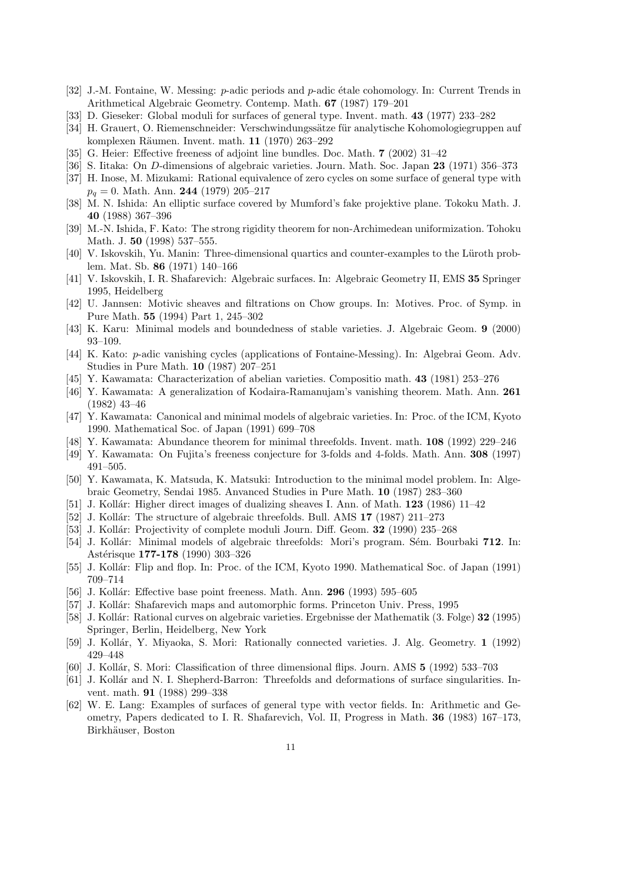[32] J.-M. Fontaine, W. Messing: $p$-adic periods and $p$-adic étale cohomology. In: Current Trends in Arithmetical Algebraic Geometry. Contemp. Math. **67** (1987) 179–201

[33] D. Gieseker: Global moduli for surfaces of general type. Invent. math. **43** (1977) 233–282

[34] H. Grauert, O. Riemenschneider: Verschwindungssätze für analytische Kohomologiegruppen auf komplexen Räumen. Invent. math. **11** (1970) 263–292

[35] G. Heier: Effective freeness of adjoint line bundles. Doc. Math. **7** (2002) 31–42

[36] S. Iitaka: On $D$-dimensions of algebraic varieties. Journ. Math. Soc. Japan **23** (1971) 356–373

[37] H. Inose, M. Mizukami: Rational equivalence of zero cycles on some surface of general type with $p_q = 0$. Math. Ann. **244** (1979) 205–217

[38] M. N. Ishida: An elliptic surface covered by Mumford's fake projektive plane. Tokoku Math. J. **40** (1988) 367–396

[39] M.-N. Ishida, F. Kato: The strong rigidity theorem for non-Archimedean uniformization. Tohoku Math. J. **50** (1998) 537–555.

[40] V. Iskovskih, Yu. Manin: Three-dimensional quartics and counter-examples to the Lüroth problem. Mat. Sb. **86** (1971) 140–166

[41] V. Iskovskih, I. R. Shafarevich: Algebraic surfaces. In: Algebraic Geometry II, EMS **35** Springer 1995, Heidelberg

[42] U. Jannsen: Motivic sheaves and filtrations on Chow groups. In: Motives. Proc. of Symp. in Pure Math. **55** (1994) Part 1, 245–302

[43] K. Karu: Minimal models and boundedness of stable varieties. J. Algebraic Geom. **9** (2000) 93–109.

[44] K. Kato: $p$-adic vanishing cycles (applications of Fontaine-Messing). In: Algebrai Geom. Adv. Studies in Pure Math. **10** (1987) 207–251

[45] Y. Kawamata: Characterization of abelian varieties. Compositio math. **43** (1981) 253–276

[46] Y. Kawamata: A generalization of Kodaira-Ramanujam's vanishing theorem. Math. Ann. **261** (1982) 43–46

[47] Y. Kawamata: Canonical and minimal models of algebraic varieties. In: Proc. of the ICM, Kyoto 1990. Mathematical Soc. of Japan (1991) 699–708

[48] Y. Kawamata: Abundance theorem for minimal threefolds. Invent. math. **108** (1992) 229–246

[49] Y. Kawamata: On Fujita's freeness conjecture for 3-folds and 4-folds. Math. Ann. **308** (1997) 491–505.

[50] Y. Kawamata, K. Matsuda, K. Matsuki: Introduction to the minimal model problem. In: Algebraic Geometry, Sendai 1985. Anvanced Studies in Pure Math. **10** (1987) 283–360

[51] J. Kollár: Higher direct images of dualizing sheaves I. Ann. of Math. **123** (1986) 11–42

[52] J. Kollár: The structure of algebraic threefolds. Bull. AMS **17** (1987) 211–273

[53] J. Kollár: Projectivity of complete moduli Journ. Diff. Geom. **32** (1990) 235–268

[54] J. Kollár: Minimal models of algebraic threefolds: Mori's program. Sém. Bourbaki **712**. In: Astérisque **177-178** (1990) 303–326

[55] J. Kollár: Flip and flop. In: Proc. of the ICM, Kyoto 1990. Mathematical Soc. of Japan (1991) 709–714

[56] J. Kollár: Effective base point freeness. Math. Ann. **296** (1993) 595–605

[57] J. Kollár: Shafarevich maps and automorphic forms. Princeton Univ. Press, 1995

[58] J. Kollár: Rational curves on algebraic varieties. Ergebnisse der Mathematik (3. Folge) **32** (1995) Springer, Berlin, Heidelberg, New York

[59] J. Kollár, Y. Miyaoka, S. Mori: Rationally connected varieties. J. Alg. Geometry. **1** (1992) 429–448

[60] J. Kollár, S. Mori: Classification of three dimensional flips. Journ. AMS **5** (1992) 533–703

[61] J. Kollár and N. I. Shepherd-Barron: Threefolds and deformations of surface singularities. Invent. math. **91** (1988) 299–338

[62] W. E. Lang: Examples of surfaces of general type with vector fields. In: Arithmetic and Geometry, Papers dedicated to I. R. Shafarevich, Vol. II, Progress in Math. **36** (1983) 167–173, Birkhäuser, Boston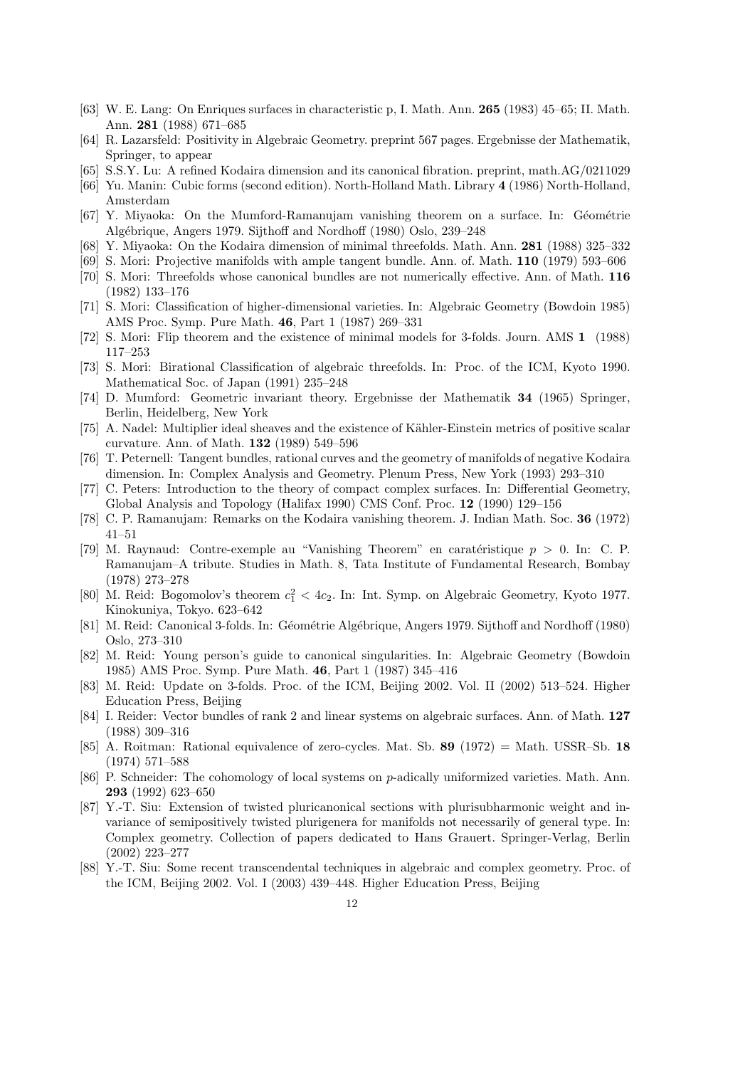- [63] W. E. Lang: On Enriques surfaces in characteristic p, I. Math. Ann. **265** (1983) 45–65; II. Math. Ann. **281** (1988) 671–685
- [64] R. Lazarsfeld: Positivity in Algebraic Geometry. preprint 567 pages. Ergebnisse der Mathematik, Springer, to appear
- [65] S.S.Y. Lu: A refined Kodaira dimension and its canonical fibration. preprint, math.AG/0211029
- [66] Yu. Manin: Cubic forms (second edition). North-Holland Math. Library **4** (1986) North-Holland, Amsterdam
- [67] Y. Miyaoka: On the Mumford-Ramanujam vanishing theorem on a surface. In: Géométrie Algébrique, Angers 1979. Sijthoff and Nordhoff (1980) Oslo, 239–248
- [68] Y. Miyaoka: On the Kodaira dimension of minimal threefolds. Math. Ann. **281** (1988) 325–332
- [69] S. Mori: Projective manifolds with ample tangent bundle. Ann. of. Math. **110** (1979) 593–606
- [70] S. Mori: Threefolds whose canonical bundles are not numerically effective. Ann. of Math. **116** (1982) 133–176
- [71] S. Mori: Classification of higher-dimensional varieties. In: Algebraic Geometry (Bowdoin 1985) AMS Proc. Symp. Pure Math. **46**, Part 1 (1987) 269–331
- [72] S. Mori: Flip theorem and the existence of minimal models for 3-folds. Journ. AMS **1** (1988) 117–253
- [73] S. Mori: Birational Classification of algebraic threefolds. In: Proc. of the ICM, Kyoto 1990. Mathematical Soc. of Japan (1991) 235–248
- [74] D. Mumford: Geometric invariant theory. Ergebnisse der Mathematik **34** (1965) Springer, Berlin, Heidelberg, New York
- [75] A. Nadel: Multiplier ideal sheaves and the existence of Kähler-Einstein metrics of positive scalar curvature. Ann. of Math. **132** (1989) 549–596
- [76] T. Peternell: Tangent bundles, rational curves and the geometry of manifolds of negative Kodaira dimension. In: Complex Analysis and Geometry. Plenum Press, New York (1993) 293–310
- [77] C. Peters: Introduction to the theory of compact complex surfaces. In: Differential Geometry, Global Analysis and Topology (Halifax 1990) CMS Conf. Proc. **12** (1990) 129–156
- [78] C. P. Ramanujam: Remarks on the Kodaira vanishing theorem. J. Indian Math. Soc. **36** (1972) 41–51
- [79] M. Raynaud: Contre-exemple au "Vanishing Theorem" en caratéristique $p > 0$. In: C. P. Ramanujam–A tribute. Studies in Math. 8, Tata Institute of Fundamental Research, Bombay (1978) 273–278
- [80] M. Reid: Bogomolov's theorem $c_1^2 < 4c_2$. In: Int. Symp. on Algebraic Geometry, Kyoto 1977. Kinokuniya, Tokyo. 623–642
- [81] M. Reid: Canonical 3-folds. In: Géométrie Algébrique, Angers 1979. Sijthoff and Nordhoff (1980) Oslo, 273–310
- [82] M. Reid: Young person's guide to canonical singularities. In: Algebraic Geometry (Bowdoin 1985) AMS Proc. Symp. Pure Math. **46**, Part 1 (1987) 345–416
- [83] M. Reid: Update on 3-folds. Proc. of the ICM, Beijing 2002. Vol. II (2002) 513–524. Higher Education Press, Beijing
- [84] I. Reider: Vector bundles of rank 2 and linear systems on algebraic surfaces. Ann. of Math. **127** (1988) 309–316
- [85] A. Roitman: Rational equivalence of zero-cycles. Mat. Sb. **89** (1972) = Math. USSR–Sb. **18** (1974) 571–588
- [86] P. Schneider: The cohomology of local systems on $p$-adically uniformized varieties. Math. Ann. **293** (1992) 623–650
- [87] Y.-T. Siu: Extension of twisted pluricanonical sections with plurisubharmonic weight and invariance of semipositively twisted plurigenera for manifolds not necessarily of general type. In: Complex geometry. Collection of papers dedicated to Hans Grauert. Springer-Verlag, Berlin (2002) 223–277
- [88] Y.-T. Siu: Some recent transcendental techniques in algebraic and complex geometry. Proc. of the ICM, Beijing 2002. Vol. I (2003) 439–448. Higher Education Press, Beijing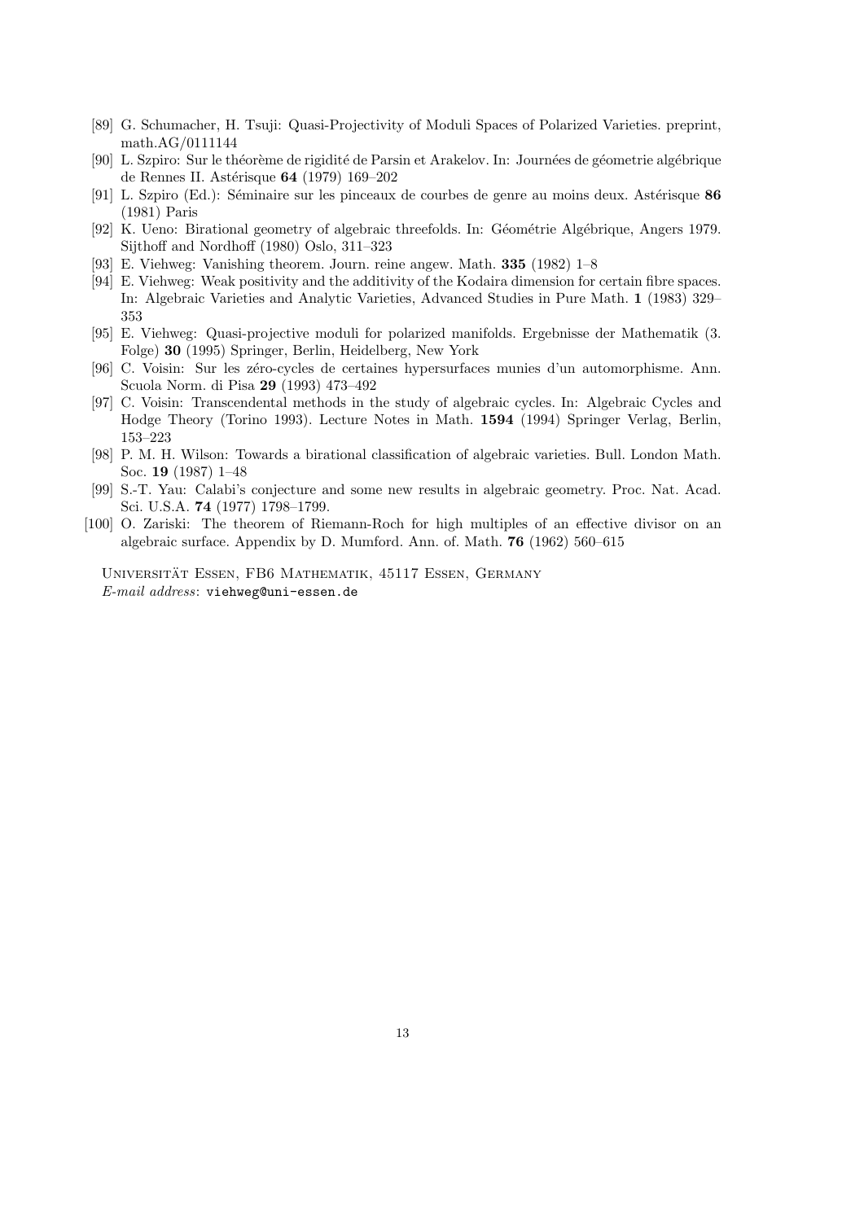[89] G. Schumacher, H. Tsuji: Quasi-Projectivity of Moduli Spaces of Polarized Varieties. preprint, math.AG/0111144

[90] L. Szpiro: Sur le théorème de rigidité de Parsin et Arakelov. In: Journées de géometrie algébrique de Rennes II. Astérisque **64** (1979) 169–202

[91] L. Szpiro (Ed.): Séminaire sur les pinceaux de courbes de genre au moins deux. Astérisque **86** (1981) Paris

[92] K. Ueno: Birational geometry of algebraic threefolds. In: Géométrie Algébrique, Angers 1979. Sijthoff and Nordhoff (1980) Oslo, 311–323

[93] E. Viehweg: Vanishing theorem. Journ. reine angew. Math. **335** (1982) 1–8

[94] E. Viehweg: Weak positivity and the additivity of the Kodaira dimension for certain fibre spaces. In: Algebraic Varieties and Analytic Varieties, Advanced Studies in Pure Math. **1** (1983) 329–353

[95] E. Viehweg: Quasi-projective moduli for polarized manifolds. Ergebnisse der Mathematik (3. Folge) **30** (1995) Springer, Berlin, Heidelberg, New York

[96] C. Voisin: Sur les zéro-cycles de certaines hypersurfaces munies d'un automorphisme. Ann. Scuola Norm. di Pisa **29** (1993) 473–492

[97] C. Voisin: Transcendental methods in the study of algebraic cycles. In: Algebraic Cycles and Hodge Theory (Torino 1993). Lecture Notes in Math. **1594** (1994) Springer Verlag, Berlin, 153–223

[98] P. M. H. Wilson: Towards a birational classification of algebraic varieties. Bull. London Math. Soc. **19** (1987) 1–48

[99] S.-T. Yau: Calabi's conjecture and some new results in algebraic geometry. Proc. Nat. Acad. Sci. U.S.A. **74** (1977) 1798–1799.

[100] O. Zariski: The theorem of Riemann-Roch for high multiples of an effective divisor on an algebraic surface. Appendix by D. Mumford. Ann. of. Math. **76** (1962) 560–615

Universität Essen, FB6 Mathematik, 45117 Essen, Germany

*E-mail address*: `viehweg@uni-essen.de`